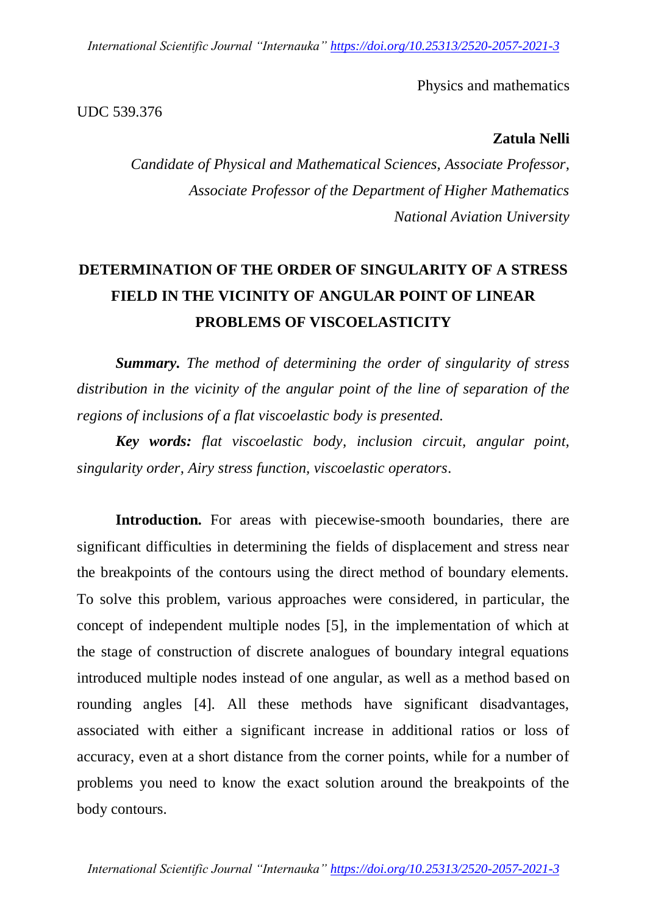Physics and mathematics

UDC 539.376

**Zatula Nelli**

*Candidate of Physical and Mathematical Sciences, Associate Professor, Associate Professor of the Department of Higher Mathematics National Aviation University*

# DETERMINATION OF THE ORDER OF SINGULARITY OF A STRESS FIELD IN THE VICINITY OF ANGULAR POINT OF LINEAR PROBLEMS OF VISCOELASTICITY

***Summary.*** *The method of determining the order of singularity of stress distribution in the vicinity of the angular point of the line of separation of the regions of inclusions of a flat viscoelastic body is presented.*

***Key words:*** *flat viscoelastic body, inclusion circuit, angular point, singularity order, Airy stress function, viscoelastic operators.*

**Introduction.** For areas with piecewise-smooth boundaries, there are significant difficulties in determining the fields of displacement and stress near the breakpoints of the contours using the direct method of boundary elements. To solve this problem, various approaches were considered, in particular, the concept of independent multiple nodes [5], in the implementation of which at the stage of construction of discrete analogues of boundary integral equations introduced multiple nodes instead of one angular, as well as a method based on rounding angles [4]. All these methods have significant disadvantages, associated with either a significant increase in additional ratios or loss of accuracy, even at a short distance from the corner points, while for a number of problems you need to know the exact solution around the breakpoints of the body contours.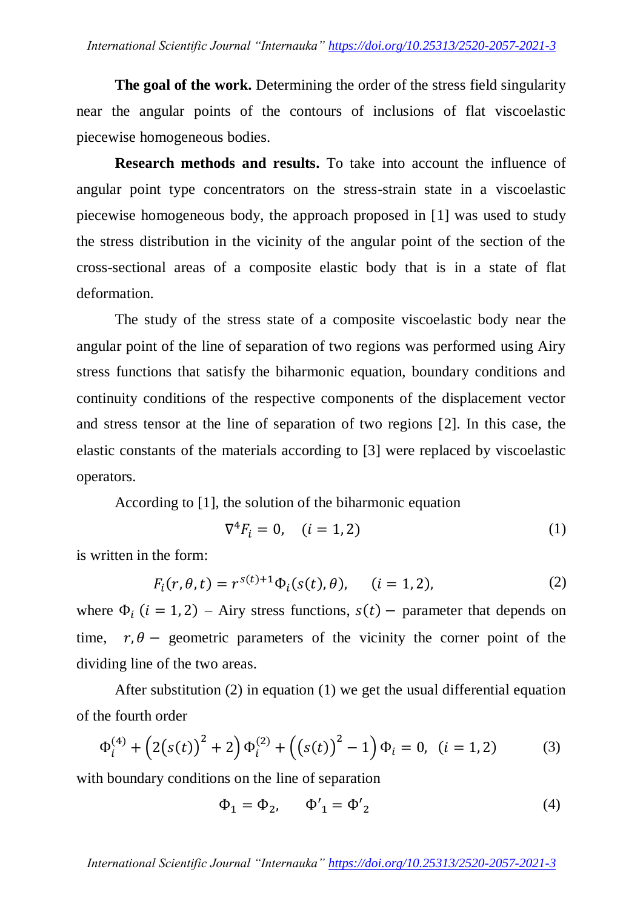**The goal of the work.** Determining the order of the stress field singularity near the angular points of the contours of inclusions of flat viscoelastic piecewise homogeneous bodies.

**Research methods and results.** To take into account the influence of angular point type concentrators on the stress-strain state in a viscoelastic piecewise homogeneous body, the approach proposed in [1] was used to study the stress distribution in the vicinity of the angular point of the section of the cross-sectional areas of a composite elastic body that is in a state of flat deformation.

The study of the stress state of a composite viscoelastic body near the angular point of the line of separation of two regions was performed using Airy stress functions that satisfy the biharmonic equation, boundary conditions and continuity conditions of the respective components of the displacement vector and stress tensor at the line of separation of two regions [2]. In this case, the elastic constants of the materials according to [3] were replaced by viscoelastic operators.

According to [1], the solution of the biharmonic equation

$$\nabla^4 F_i = 0, \quad (i = 1, 2) \tag{1}$$

is written in the form:

$$F_i(r, \theta, t) = r^{s(t)+1}\Phi_i(s(t), \theta), \qquad (i = 1, 2), \tag{2}$$

where $\Phi_i$ $(i = 1, 2)$ – Airy stress functions, $s(t) -$ parameter that depends on time, $r, \theta -$ geometric parameters of the vicinity the corner point of the dividing line of the two areas.

After substitution (2) in equation (1) we get the usual differential equation of the fourth order

$$\Phi_i^{(4)} + \left(2\big(s(t)\big)^2 + 2\right)\Phi_i^{(2)} + \left(\big(s(t)\big)^2 - 1\right)\Phi_i = 0, \;\; (i = 1, 2) \tag{3}$$

with boundary conditions on the line of separation

$$\Phi_1 = \Phi_2, \qquad \Phi'_1 = \Phi'_2 \tag{4}$$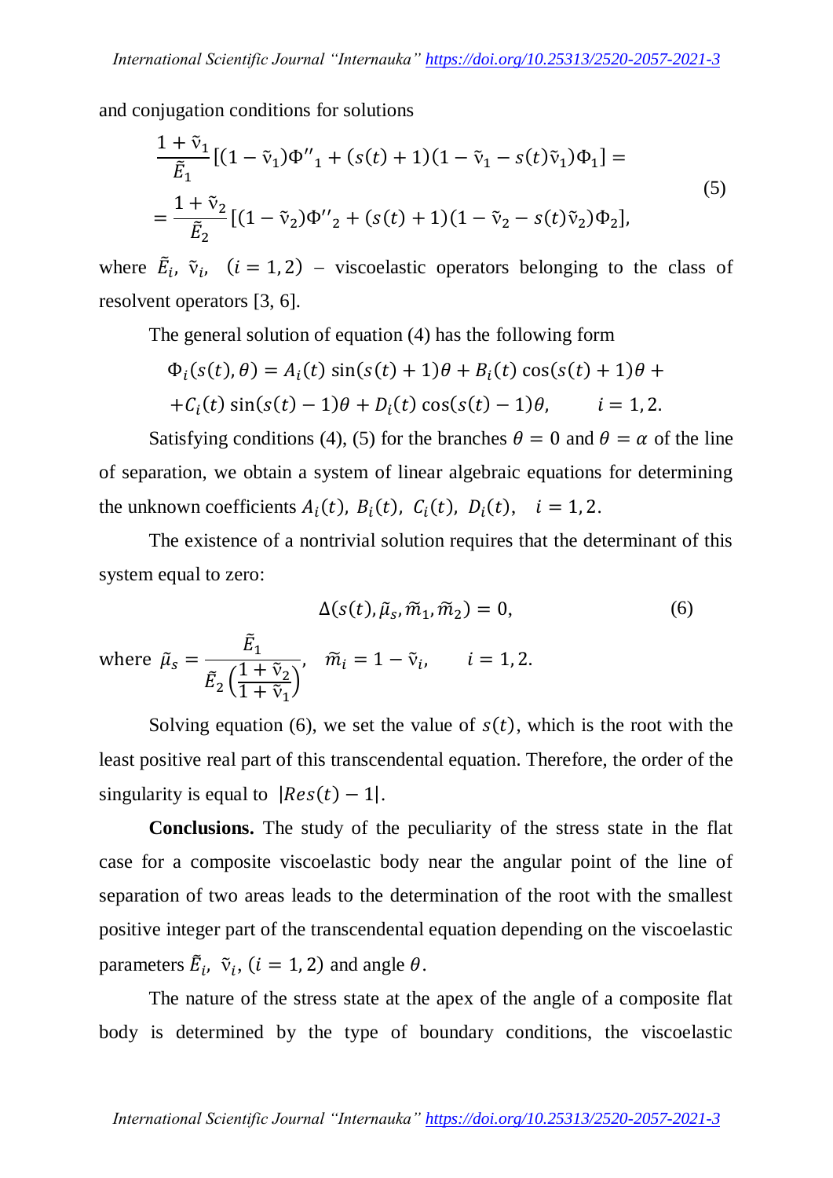and conjugation conditions for solutions

$$\frac{1+\tilde{\nu}_1}{\tilde{E}_1}[(1-\tilde{\nu}_1){\Phi''}_1+(s(t)+1)(1-\tilde{\nu}_1-s(t)\tilde{\nu}_1)\Phi_1]= \\ =\frac{1+\tilde{\nu}_2}{\tilde{E}_2}[(1-\tilde{\nu}_2){\Phi''}_2+(s(t)+1)(1-\tilde{\nu}_2-s(t)\tilde{\nu}_2)\Phi_2], \tag{5}$$

where $\tilde{E}_i$, $\tilde{\nu}_i$, $(i = 1, 2)$ – viscoelastic operators belonging to the class of resolvent operators [3, 6].

The general solution of equation (4) has the following form

$$\Phi_i(s(t),\theta) = A_i(t)\sin(s(t)+1)\theta + B_i(t)\cos(s(t)+1)\theta + \\ +C_i(t)\sin(s(t)-1)\theta + D_i(t)\cos(s(t)-1)\theta, \qquad i = 1, 2.$$

Satisfying conditions (4), (5) for the branches $\theta = 0$ and $\theta = \alpha$ of the line of separation, we obtain a system of linear algebraic equations for determining the unknown coefficients $A_i(t),\ B_i(t),\ C_i(t),\ D_i(t), \quad i = 1, 2$.

The existence of a nontrivial solution requires that the determinant of this system equal to zero:

$$\Delta(s(t), \tilde{\mu}_s, \tilde{m}_1, \tilde{m}_2) = 0, \tag{6}$$

where $\tilde{\mu}_s = \dfrac{\tilde{E}_1}{\tilde{E}_2\left(\dfrac{1+\tilde{\nu}_2}{1+\tilde{\nu}_1}\right)}$, $\quad \tilde{m}_i = 1 - \tilde{\nu}_i, \qquad i = 1, 2.$

Solving equation (6), we set the value of $s(t)$, which is the root with the least positive real part of this transcendental equation. Therefore, the order of the singularity is equal to $|Res(t) - 1|$.

**Conclusions.** The study of the peculiarity of the stress state in the flat case for a composite viscoelastic body near the angular point of the line of separation of two areas leads to the determination of the root with the smallest positive integer part of the transcendental equation depending on the viscoelastic parameters $\tilde{E}_i$, $\tilde{\nu}_i$, $(i = 1, 2)$ and angle $\theta$.

The nature of the stress state at the apex of the angle of a composite flat body is determined by the type of boundary conditions, the viscoelastic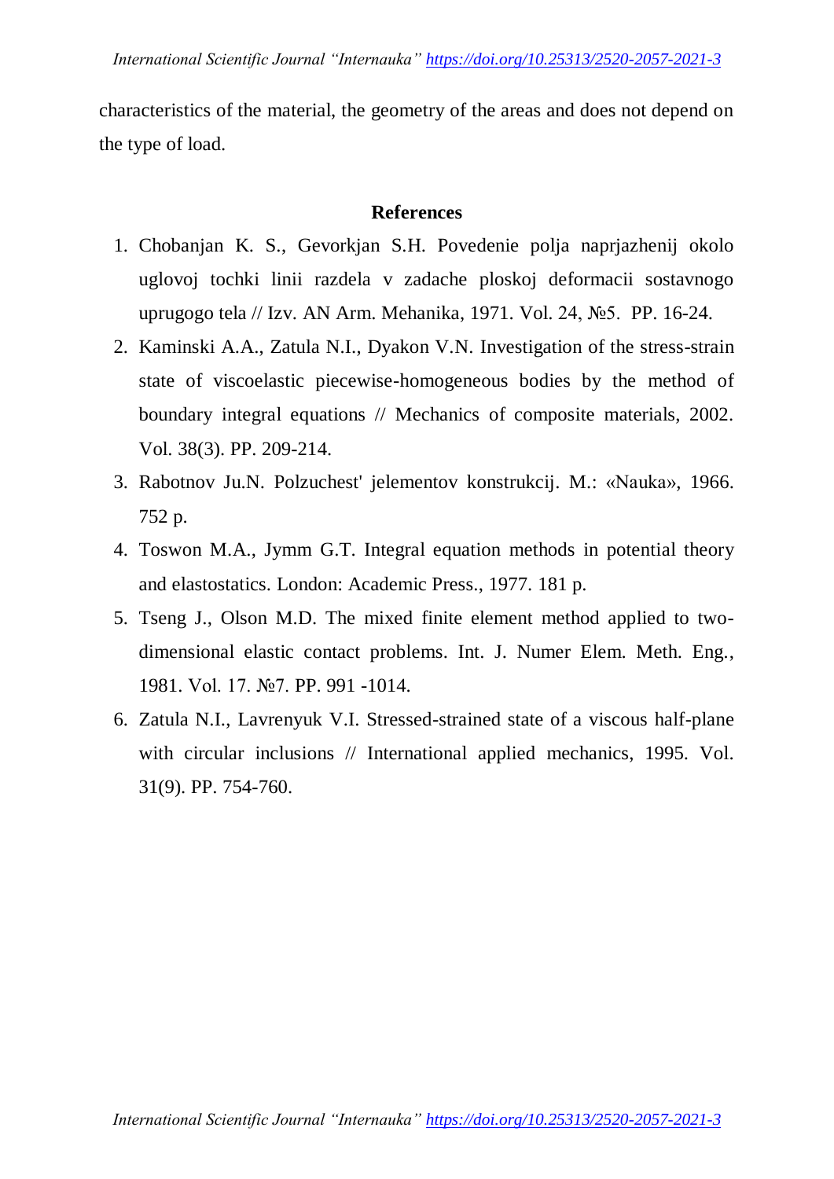characteristics of the material, the geometry of the areas and does not depend on the type of load.

## References

1. Chobanjan K. S., Gevorkjan S.H. Povedenie polja naprjazhenij okolo uglovoj tochki linii razdela v zadache ploskoj deformacii sostavnogo uprugogo tela // Izv. AN Arm. Mehanika, 1971. Vol. 24, №5. PP. 16-24.
2. Kaminski A.A., Zatula N.I., Dyakon V.N. Investigation of the stress-strain state of viscoelastic piecewise-homogeneous bodies by the method of boundary integral equations // Mechanics of composite materials, 2002. Vol. 38(3). PP. 209-214.
3. Rabotnov Ju.N. Polzuchest' jelementov konstrukcij. M.: «Nauka», 1966. 752 p.
4. Toswon M.A., Jymm G.T. Integral equation methods in potential theory and elastostatics. London: Academic Press., 1977. 181 p.
5. Tseng J., Olson M.D. The mixed finite element method applied to two-dimensional elastic contact problems. Int. J. Numer Elem. Meth. Eng., 1981. Vol. 17. №7. PP. 991 -1014.
6. Zatula N.I., Lavrenyuk V.I. Stressed-strained state of a viscous half-plane with circular inclusions // International applied mechanics, 1995. Vol. 31(9). PP. 754-760.